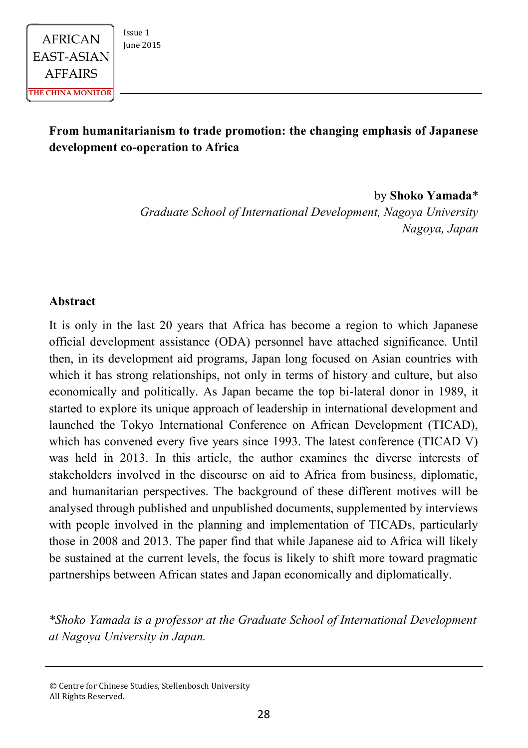# From humanitarianism to trade promotion: the changing emphasis of Japanese development co-operation to Africa

by **Shoko Yamada***
*Graduate School of International Development, Nagoya University*
*Nagoya, Japan*

## Abstract

It is only in the last 20 years that Africa has become a region to which Japanese official development assistance (ODA) personnel have attached significance. Until then, in its development aid programs, Japan long focused on Asian countries with which it has strong relationships, not only in terms of history and culture, but also economically and politically. As Japan became the top bi-lateral donor in 1989, it started to explore its unique approach of leadership in international development and launched the Tokyo International Conference on African Development (TICAD), which has convened every five years since 1993. The latest conference (TICAD V) was held in 2013. In this article, the author examines the diverse interests of stakeholders involved in the discourse on aid to Africa from business, diplomatic, and humanitarian perspectives. The background of these different motives will be analysed through published and unpublished documents, supplemented by interviews with people involved in the planning and implementation of TICADs, particularly those in 2008 and 2013. The paper find that while Japanese aid to Africa will likely be sustained at the current levels, the focus is likely to shift more toward pragmatic partnerships between African states and Japan economically and diplomatically.

*\*Shoko Yamada is a professor at the Graduate School of International Development at Nagoya University in Japan.*

© Centre for Chinese Studies, Stellenbosch University
All Rights Reserved.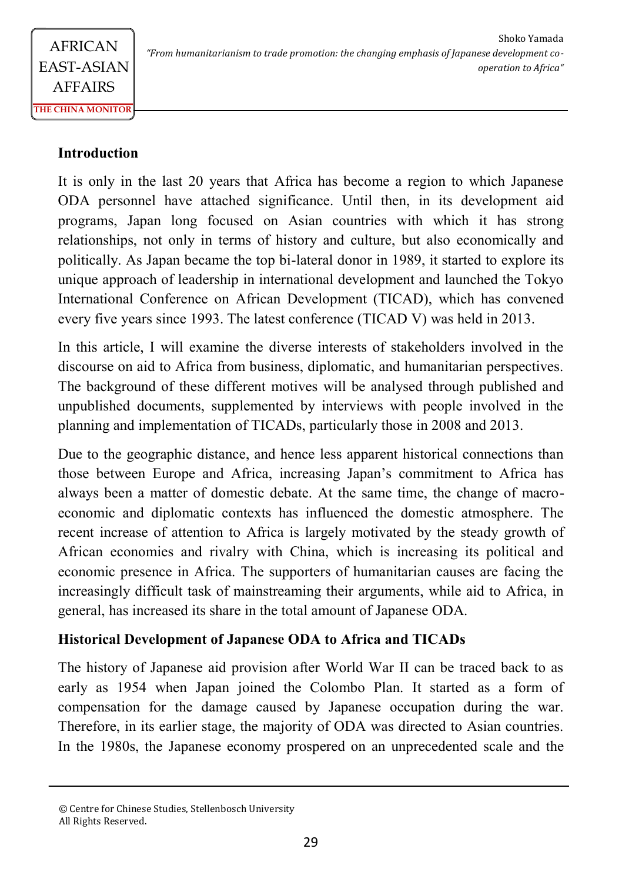## Introduction

It is only in the last 20 years that Africa has become a region to which Japanese ODA personnel have attached significance. Until then, in its development aid programs, Japan long focused on Asian countries with which it has strong relationships, not only in terms of history and culture, but also economically and politically. As Japan became the top bi-lateral donor in 1989, it started to explore its unique approach of leadership in international development and launched the Tokyo International Conference on African Development (TICAD), which has convened every five years since 1993. The latest conference (TICAD V) was held in 2013.

In this article, I will examine the diverse interests of stakeholders involved in the discourse on aid to Africa from business, diplomatic, and humanitarian perspectives. The background of these different motives will be analysed through published and unpublished documents, supplemented by interviews with people involved in the planning and implementation of TICADs, particularly those in 2008 and 2013.

Due to the geographic distance, and hence less apparent historical connections than those between Europe and Africa, increasing Japan's commitment to Africa has always been a matter of domestic debate. At the same time, the change of macro-economic and diplomatic contexts has influenced the domestic atmosphere. The recent increase of attention to Africa is largely motivated by the steady growth of African economies and rivalry with China, which is increasing its political and economic presence in Africa. The supporters of humanitarian causes are facing the increasingly difficult task of mainstreaming their arguments, while aid to Africa, in general, has increased its share in the total amount of Japanese ODA.

## Historical Development of Japanese ODA to Africa and TICADs

The history of Japanese aid provision after World War II can be traced back to as early as 1954 when Japan joined the Colombo Plan. It started as a form of compensation for the damage caused by Japanese occupation during the war. Therefore, in its earlier stage, the majority of ODA was directed to Asian countries. In the 1980s, the Japanese economy prospered on an unprecedented scale and the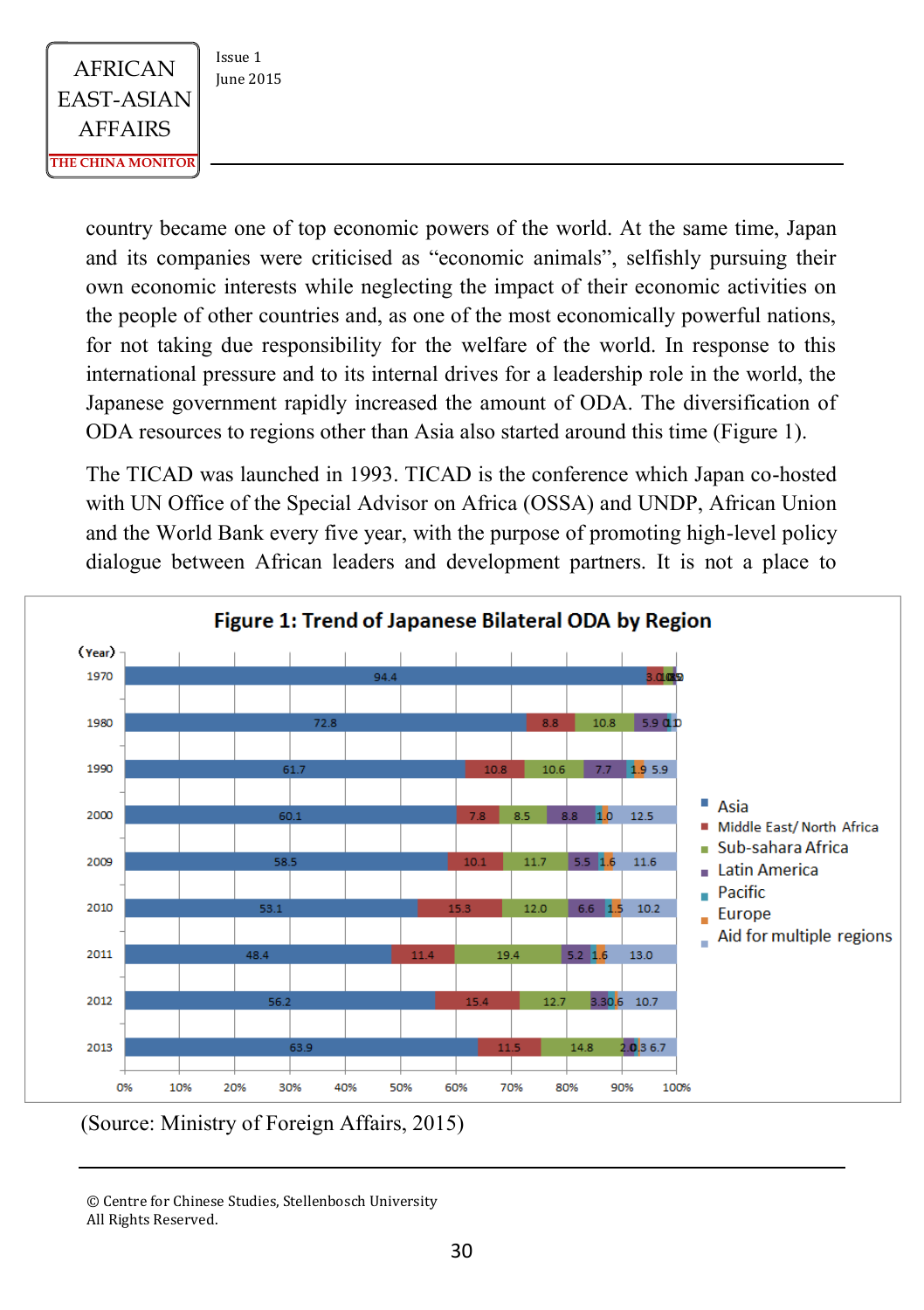country became one of top economic powers of the world. At the same time, Japan and its companies were criticised as "economic animals", selfishly pursuing their own economic interests while neglecting the impact of their economic activities on the people of other countries and, as one of the most economically powerful nations, for not taking due responsibility for the welfare of the world. In response to this international pressure and to its internal drives for a leadership role in the world, the Japanese government rapidly increased the amount of ODA. The diversification of ODA resources to regions other than Asia also started around this time (Figure 1).

The TICAD was launched in 1993. TICAD is the conference which Japan co-hosted with UN Office of the Special Advisor on Africa (OSSA) and UNDP, African Union and the World Bank every five year, with the purpose of promoting high-level policy dialogue between African leaders and development partners. It is not a place to

**Figure 1: Trend of Japanese Bilateral ODA by Region**

| Year | Asia | Middle East/ North Africa | Sub-sahara Africa | Latin America | Pacific | Europe | Aid for multiple regions |
|---|---|---|---|---|---|---|---|
| 1970 | 94.4 | 3.0 | | | | | |
| 1980 | 72.8 | 8.8 | 10.8 | 5.9 | 0.1 | | 0 |
| 1990 | 61.7 | 10.8 | 10.6 | 7.7 | | 1.9 | 5.9 |
| 2000 | 60.1 | 7.8 | 8.5 | 8.8 | 1.0 | | 12.5 |
| 2009 | 58.5 | 10.1 | 11.7 | 5.5 | | 1.6 | 11.6 |
| 2010 | 53.1 | 15.3 | 12.0 | 6.6 | | 1.5 | 10.2 |
| 2011 | 48.4 | 11.4 | 19.4 | 5.2 | | 1.6 | 13.0 |
| 2012 | 56.2 | 15.4 | 12.7 | 3.3 | | 0.6 | 10.7 |
| 2013 | 63.9 | 11.5 | 14.8 | 2.0 | | 0.3 | 6.7 |

(Source: Ministry of Foreign Affairs, 2015)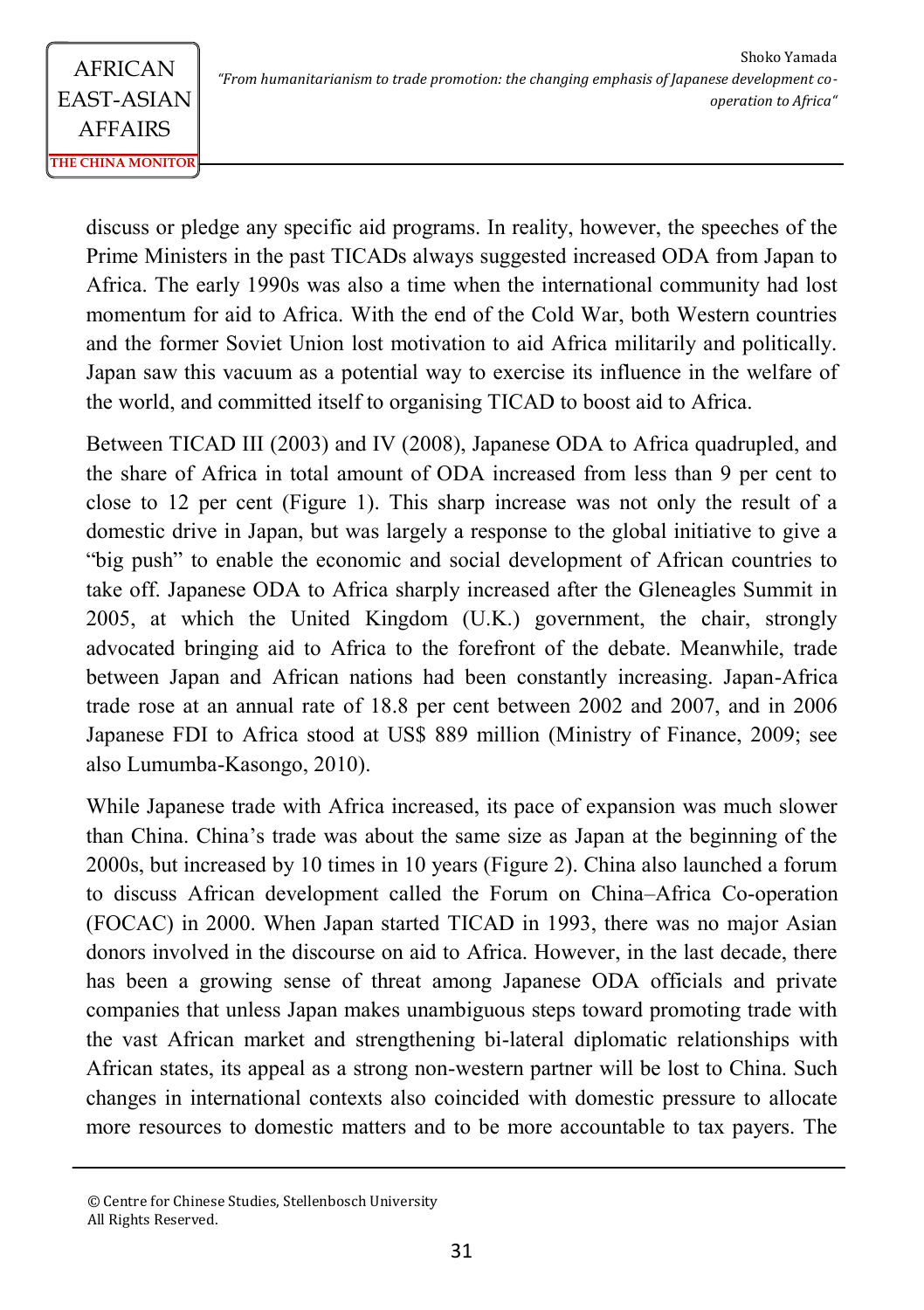discuss or pledge any specific aid programs. In reality, however, the speeches of the Prime Ministers in the past TICADs always suggested increased ODA from Japan to Africa. The early 1990s was also a time when the international community had lost momentum for aid to Africa. With the end of the Cold War, both Western countries and the former Soviet Union lost motivation to aid Africa militarily and politically. Japan saw this vacuum as a potential way to exercise its influence in the welfare of the world, and committed itself to organising TICAD to boost aid to Africa.

Between TICAD III (2003) and IV (2008), Japanese ODA to Africa quadrupled, and the share of Africa in total amount of ODA increased from less than 9 per cent to close to 12 per cent (Figure 1). This sharp increase was not only the result of a domestic drive in Japan, but was largely a response to the global initiative to give a "big push" to enable the economic and social development of African countries to take off. Japanese ODA to Africa sharply increased after the Gleneagles Summit in 2005, at which the United Kingdom (U.K.) government, the chair, strongly advocated bringing aid to Africa to the forefront of the debate. Meanwhile, trade between Japan and African nations had been constantly increasing. Japan-Africa trade rose at an annual rate of 18.8 per cent between 2002 and 2007, and in 2006 Japanese FDI to Africa stood at US$ 889 million (Ministry of Finance, 2009; see also Lumumba-Kasongo, 2010).

While Japanese trade with Africa increased, its pace of expansion was much slower than China. China's trade was about the same size as Japan at the beginning of the 2000s, but increased by 10 times in 10 years (Figure 2). China also launched a forum to discuss African development called the Forum on China–Africa Co-operation (FOCAC) in 2000. When Japan started TICAD in 1993, there was no major Asian donors involved in the discourse on aid to Africa. However, in the last decade, there has been a growing sense of threat among Japanese ODA officials and private companies that unless Japan makes unambiguous steps toward promoting trade with the vast African market and strengthening bi-lateral diplomatic relationships with African states, its appeal as a strong non-western partner will be lost to China. Such changes in international contexts also coincided with domestic pressure to allocate more resources to domestic matters and to be more accountable to tax payers. The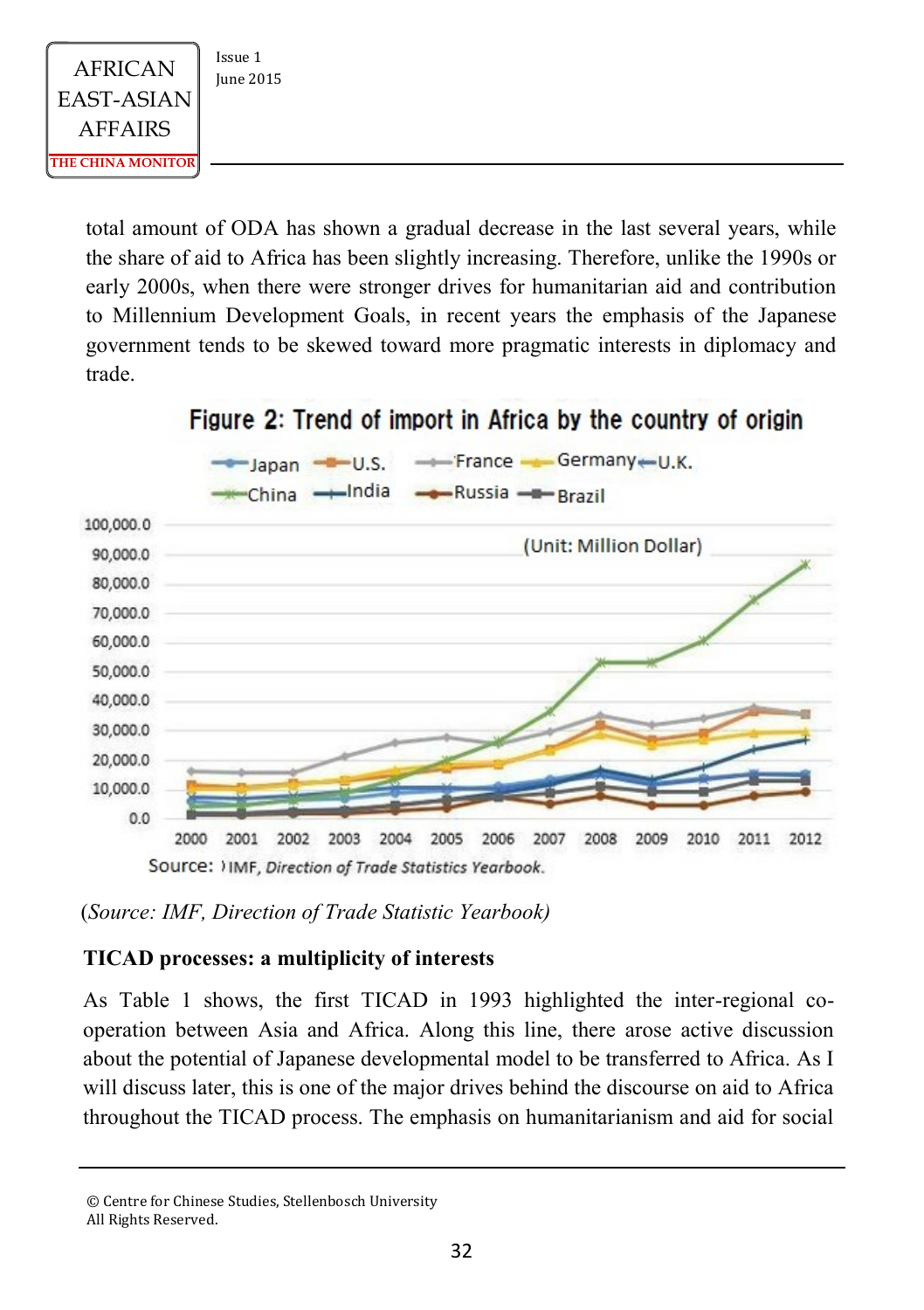total amount of ODA has shown a gradual decrease in the last several years, while the share of aid to Africa has been slightly increasing. Therefore, unlike the 1990s or early 2000s, when there were stronger drives for humanitarian aid and contribution to Millennium Development Goals, in recent years the emphasis of the Japanese government tends to be skewed toward more pragmatic interests in diplomacy and trade.

**Figure 2: Trend of import in Africa by the country of origin**

(Unit: Million Dollar)

Legend: Japan, U.S., France, Germany, U.K., China, India, Russia, Brazil

Source: IMF, *Direction of Trade Statistics Yearbook*.

(*Source: IMF, Direction of Trade Statistic Yearbook)*

**TICAD processes: a multiplicity of interests**

As Table 1 shows, the first TICAD in 1993 highlighted the inter-regional co-operation between Asia and Africa. Along this line, there arose active discussion about the potential of Japanese developmental model to be transferred to Africa. As I will discuss later, this is one of the major drives behind the discourse on aid to Africa throughout the TICAD process. The emphasis on humanitarianism and aid for social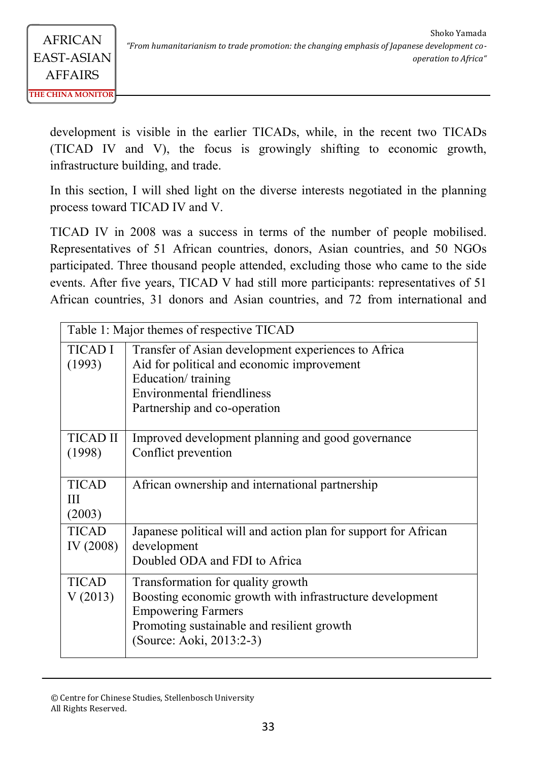development is visible in the earlier TICADs, while, in the recent two TICADs (TICAD IV and V), the focus is growingly shifting to economic growth, infrastructure building, and trade.

In this section, I will shed light on the diverse interests negotiated in the planning process toward TICAD IV and V.

TICAD IV in 2008 was a success in terms of the number of people mobilised. Representatives of 51 African countries, donors, Asian countries, and 50 NGOs participated. Three thousand people attended, excluding those who came to the side events. After five years, TICAD V had still more participants: representatives of 51 African countries, 31 donors and Asian countries, and 72 from international and

Table 1: Major themes of respective TICAD

| | |
|---|---|
| TICAD I (1993) | Transfer of Asian development experiences to Africa<br>Aid for political and economic improvement<br>Education/ training<br>Environmental friendliness<br>Partnership and co-operation |
| TICAD II (1998) | Improved development planning and good governance<br>Conflict prevention |
| TICAD III (2003) | African ownership and international partnership |
| TICAD IV (2008) | Japanese political will and action plan for support for African development<br>Doubled ODA and FDI to Africa |
| TICAD V (2013) | Transformation for quality growth<br>Boosting economic growth with infrastructure development<br>Empowering Farmers<br>Promoting sustainable and resilient growth<br>(Source: Aoki, 2013:2-3) |

© Centre for Chinese Studies, Stellenbosch University
All Rights Reserved.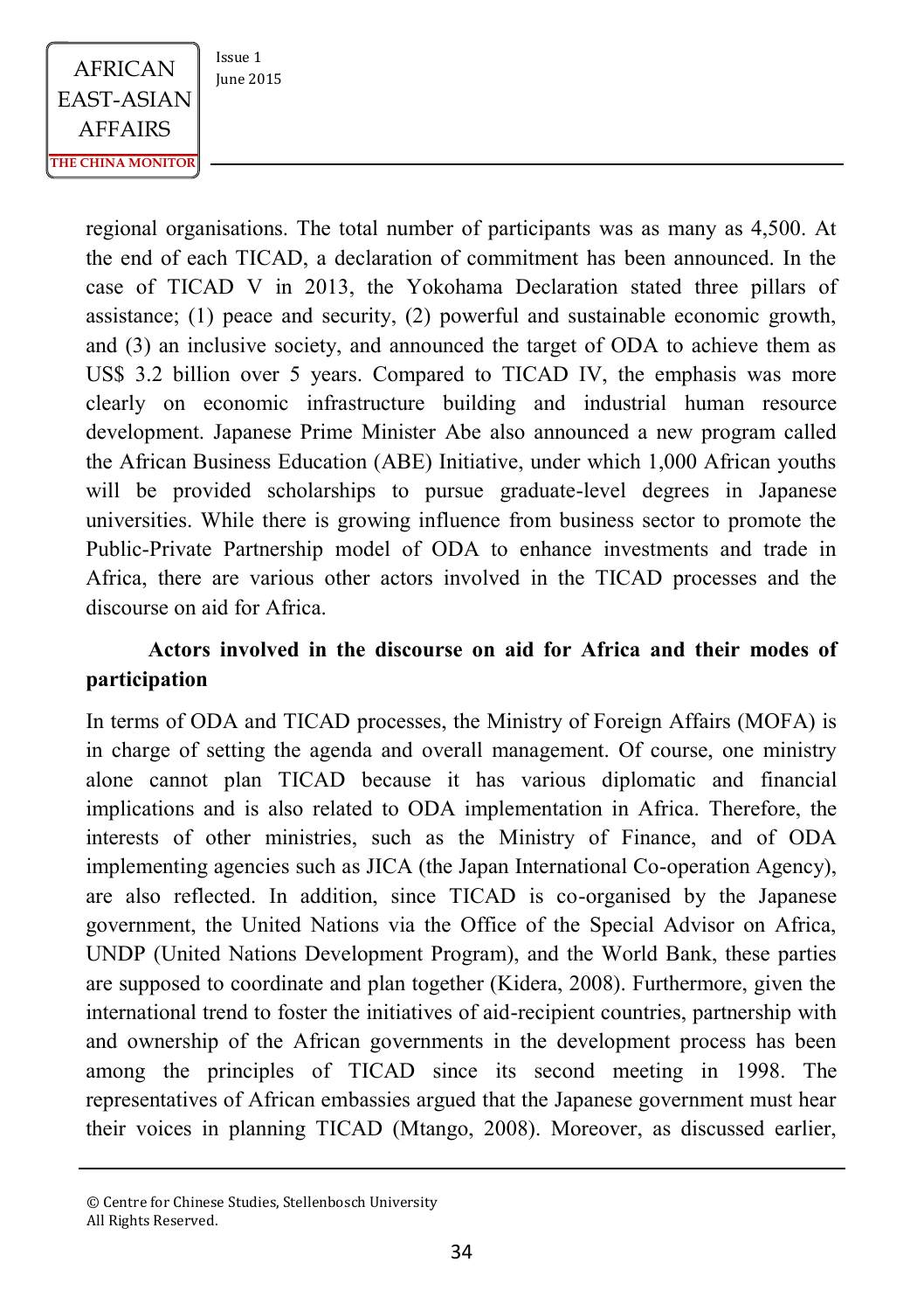regional organisations. The total number of participants was as many as 4,500. At the end of each TICAD, a declaration of commitment has been announced. In the case of TICAD V in 2013, the Yokohama Declaration stated three pillars of assistance; (1) peace and security, (2) powerful and sustainable economic growth, and (3) an inclusive society, and announced the target of ODA to achieve them as US$ 3.2 billion over 5 years. Compared to TICAD IV, the emphasis was more clearly on economic infrastructure building and industrial human resource development. Japanese Prime Minister Abe also announced a new program called the African Business Education (ABE) Initiative, under which 1,000 African youths will be provided scholarships to pursue graduate-level degrees in Japanese universities. While there is growing influence from business sector to promote the Public-Private Partnership model of ODA to enhance investments and trade in Africa, there are various other actors involved in the TICAD processes and the discourse on aid for Africa.

**Actors involved in the discourse on aid for Africa and their modes of participation**

In terms of ODA and TICAD processes, the Ministry of Foreign Affairs (MOFA) is in charge of setting the agenda and overall management. Of course, one ministry alone cannot plan TICAD because it has various diplomatic and financial implications and is also related to ODA implementation in Africa. Therefore, the interests of other ministries, such as the Ministry of Finance, and of ODA implementing agencies such as JICA (the Japan International Co-operation Agency), are also reflected. In addition, since TICAD is co-organised by the Japanese government, the United Nations via the Office of the Special Advisor on Africa, UNDP (United Nations Development Program), and the World Bank, these parties are supposed to coordinate and plan together (Kidera, 2008). Furthermore, given the international trend to foster the initiatives of aid-recipient countries, partnership with and ownership of the African governments in the development process has been among the principles of TICAD since its second meeting in 1998. The representatives of African embassies argued that the Japanese government must hear their voices in planning TICAD (Mtango, 2008). Moreover, as discussed earlier,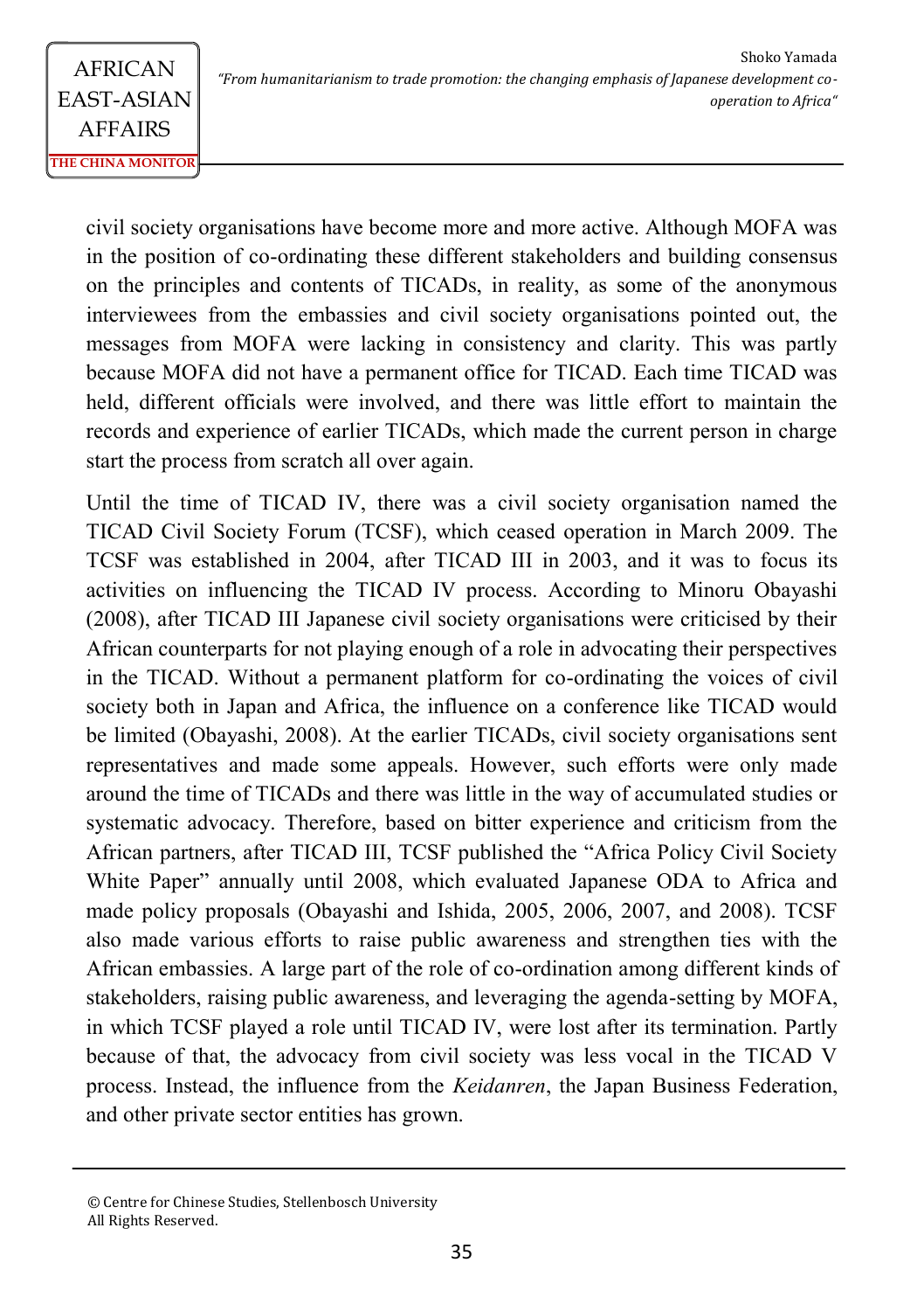civil society organisations have become more and more active. Although MOFA was in the position of co-ordinating these different stakeholders and building consensus on the principles and contents of TICADs, in reality, as some of the anonymous interviewees from the embassies and civil society organisations pointed out, the messages from MOFA were lacking in consistency and clarity. This was partly because MOFA did not have a permanent office for TICAD. Each time TICAD was held, different officials were involved, and there was little effort to maintain the records and experience of earlier TICADs, which made the current person in charge start the process from scratch all over again.

Until the time of TICAD IV, there was a civil society organisation named the TICAD Civil Society Forum (TCSF), which ceased operation in March 2009. The TCSF was established in 2004, after TICAD III in 2003, and it was to focus its activities on influencing the TICAD IV process. According to Minoru Obayashi (2008), after TICAD III Japanese civil society organisations were criticised by their African counterparts for not playing enough of a role in advocating their perspectives in the TICAD. Without a permanent platform for co-ordinating the voices of civil society both in Japan and Africa, the influence on a conference like TICAD would be limited (Obayashi, 2008). At the earlier TICADs, civil society organisations sent representatives and made some appeals. However, such efforts were only made around the time of TICADs and there was little in the way of accumulated studies or systematic advocacy. Therefore, based on bitter experience and criticism from the African partners, after TICAD III, TCSF published the "Africa Policy Civil Society White Paper" annually until 2008, which evaluated Japanese ODA to Africa and made policy proposals (Obayashi and Ishida, 2005, 2006, 2007, and 2008). TCSF also made various efforts to raise public awareness and strengthen ties with the African embassies. A large part of the role of co-ordination among different kinds of stakeholders, raising public awareness, and leveraging the agenda-setting by MOFA, in which TCSF played a role until TICAD IV, were lost after its termination. Partly because of that, the advocacy from civil society was less vocal in the TICAD V process. Instead, the influence from the *Keidanren*, the Japan Business Federation, and other private sector entities has grown.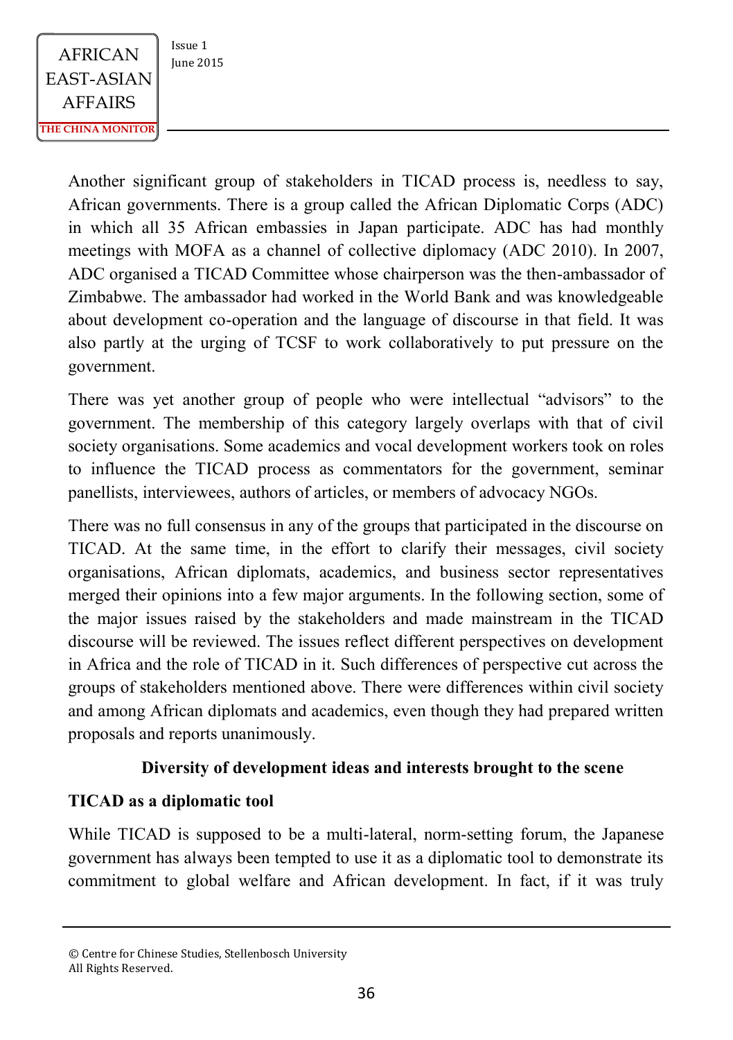Another significant group of stakeholders in TICAD process is, needless to say, African governments. There is a group called the African Diplomatic Corps (ADC) in which all 35 African embassies in Japan participate. ADC has had monthly meetings with MOFA as a channel of collective diplomacy (ADC 2010). In 2007, ADC organised a TICAD Committee whose chairperson was the then-ambassador of Zimbabwe. The ambassador had worked in the World Bank and was knowledgeable about development co-operation and the language of discourse in that field. It was also partly at the urging of TCSF to work collaboratively to put pressure on the government.

There was yet another group of people who were intellectual "advisors" to the government. The membership of this category largely overlaps with that of civil society organisations. Some academics and vocal development workers took on roles to influence the TICAD process as commentators for the government, seminar panellists, interviewees, authors of articles, or members of advocacy NGOs.

There was no full consensus in any of the groups that participated in the discourse on TICAD. At the same time, in the effort to clarify their messages, civil society organisations, African diplomats, academics, and business sector representatives merged their opinions into a few major arguments. In the following section, some of the major issues raised by the stakeholders and made mainstream in the TICAD discourse will be reviewed. The issues reflect different perspectives on development in Africa and the role of TICAD in it. Such differences of perspective cut across the groups of stakeholders mentioned above. There were differences within civil society and among African diplomats and academics, even though they had prepared written proposals and reports unanimously.

## Diversity of development ideas and interests brought to the scene

### TICAD as a diplomatic tool

While TICAD is supposed to be a multi-lateral, norm-setting forum, the Japanese government has always been tempted to use it as a diplomatic tool to demonstrate its commitment to global welfare and African development. In fact, if it was truly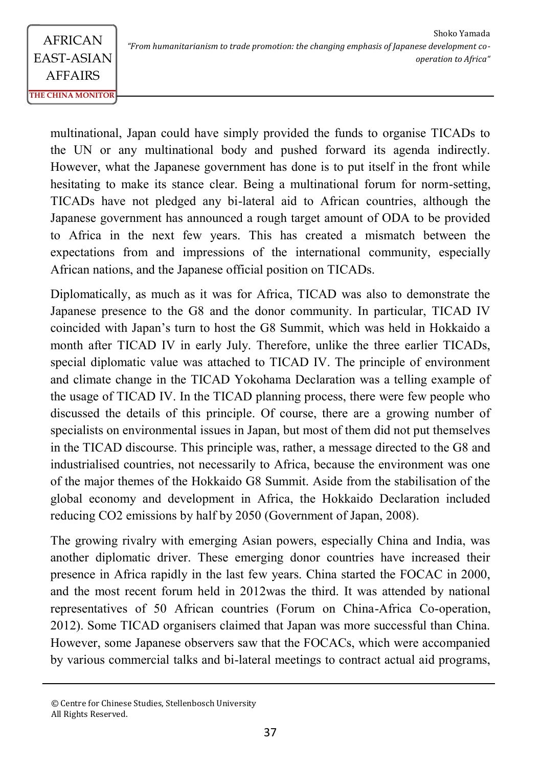multinational, Japan could have simply provided the funds to organise TICADs to the UN or any multinational body and pushed forward its agenda indirectly. However, what the Japanese government has done is to put itself in the front while hesitating to make its stance clear. Being a multinational forum for norm-setting, TICADs have not pledged any bi-lateral aid to African countries, although the Japanese government has announced a rough target amount of ODA to be provided to Africa in the next few years. This has created a mismatch between the expectations from and impressions of the international community, especially African nations, and the Japanese official position on TICADs.

Diplomatically, as much as it was for Africa, TICAD was also to demonstrate the Japanese presence to the G8 and the donor community. In particular, TICAD IV coincided with Japan's turn to host the G8 Summit, which was held in Hokkaido a month after TICAD IV in early July. Therefore, unlike the three earlier TICADs, special diplomatic value was attached to TICAD IV. The principle of environment and climate change in the TICAD Yokohama Declaration was a telling example of the usage of TICAD IV. In the TICAD planning process, there were few people who discussed the details of this principle. Of course, there are a growing number of specialists on environmental issues in Japan, but most of them did not put themselves in the TICAD discourse. This principle was, rather, a message directed to the G8 and industrialised countries, not necessarily to Africa, because the environment was one of the major themes of the Hokkaido G8 Summit. Aside from the stabilisation of the global economy and development in Africa, the Hokkaido Declaration included reducing $CO_2$ emissions by half by 2050 (Government of Japan, 2008).

The growing rivalry with emerging Asian powers, especially China and India, was another diplomatic driver. These emerging donor countries have increased their presence in Africa rapidly in the last few years. China started the FOCAC in 2000, and the most recent forum held in 2012was the third. It was attended by national representatives of 50 African countries (Forum on China-Africa Co-operation, 2012). Some TICAD organisers claimed that Japan was more successful than China. However, some Japanese observers saw that the FOCACs, which were accompanied by various commercial talks and bi-lateral meetings to contract actual aid programs,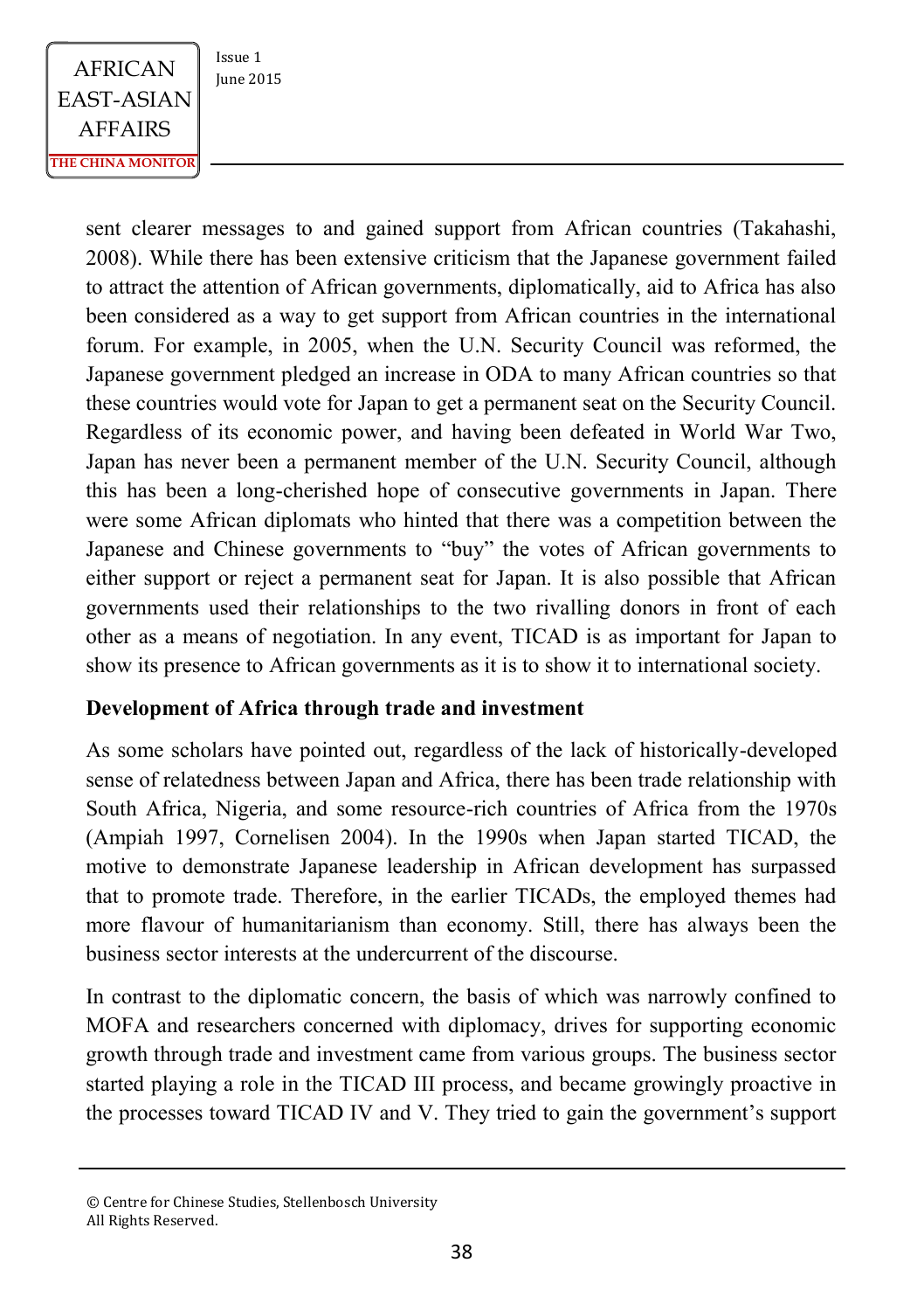sent clearer messages to and gained support from African countries (Takahashi, 2008). While there has been extensive criticism that the Japanese government failed to attract the attention of African governments, diplomatically, aid to Africa has also been considered as a way to get support from African countries in the international forum. For example, in 2005, when the U.N. Security Council was reformed, the Japanese government pledged an increase in ODA to many African countries so that these countries would vote for Japan to get a permanent seat on the Security Council. Regardless of its economic power, and having been defeated in World War Two, Japan has never been a permanent member of the U.N. Security Council, although this has been a long-cherished hope of consecutive governments in Japan. There were some African diplomats who hinted that there was a competition between the Japanese and Chinese governments to "buy" the votes of African governments to either support or reject a permanent seat for Japan. It is also possible that African governments used their relationships to the two rivalling donors in front of each other as a means of negotiation. In any event, TICAD is as important for Japan to show its presence to African governments as it is to show it to international society.

**Development of Africa through trade and investment**

As some scholars have pointed out, regardless of the lack of historically-developed sense of relatedness between Japan and Africa, there has been trade relationship with South Africa, Nigeria, and some resource-rich countries of Africa from the 1970s (Ampiah 1997, Cornelisen 2004). In the 1990s when Japan started TICAD, the motive to demonstrate Japanese leadership in African development has surpassed that to promote trade. Therefore, in the earlier TICADs, the employed themes had more flavour of humanitarianism than economy. Still, there has always been the business sector interests at the undercurrent of the discourse.

In contrast to the diplomatic concern, the basis of which was narrowly confined to MOFA and researchers concerned with diplomacy, drives for supporting economic growth through trade and investment came from various groups. The business sector started playing a role in the TICAD III process, and became growingly proactive in the processes toward TICAD IV and V. They tried to gain the government's support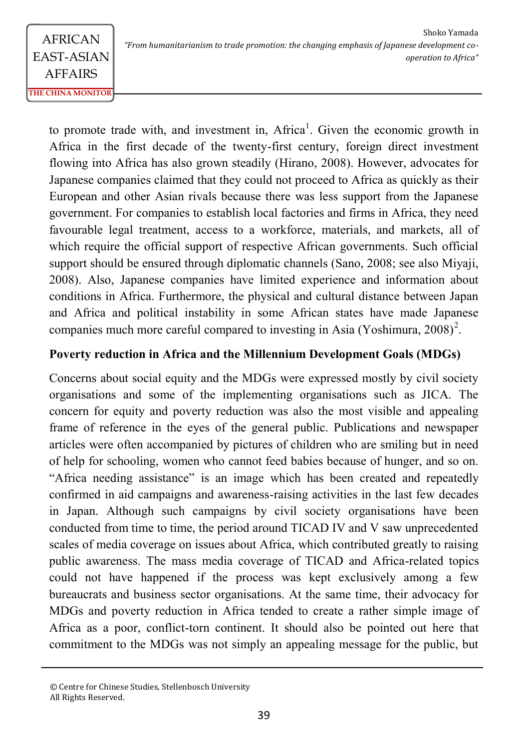to promote trade with, and investment in, Africa[1]. Given the economic growth in Africa in the first decade of the twenty-first century, foreign direct investment flowing into Africa has also grown steadily (Hirano, 2008). However, advocates for Japanese companies claimed that they could not proceed to Africa as quickly as their European and other Asian rivals because there was less support from the Japanese government. For companies to establish local factories and firms in Africa, they need favourable legal treatment, access to a workforce, materials, and markets, all of which require the official support of respective African governments. Such official support should be ensured through diplomatic channels (Sano, 2008; see also Miyaji, 2008). Also, Japanese companies have limited experience and information about conditions in Africa. Furthermore, the physical and cultural distance between Japan and Africa and political instability in some African states have made Japanese companies much more careful compared to investing in Asia (Yoshimura, 2008)[2].

**Poverty reduction in Africa and the Millennium Development Goals (MDGs)**

Concerns about social equity and the MDGs were expressed mostly by civil society organisations and some of the implementing organisations such as JICA. The concern for equity and poverty reduction was also the most visible and appealing frame of reference in the eyes of the general public. Publications and newspaper articles were often accompanied by pictures of children who are smiling but in need of help for schooling, women who cannot feed babies because of hunger, and so on. "Africa needing assistance" is an image which has been created and repeatedly confirmed in aid campaigns and awareness-raising activities in the last few decades in Japan. Although such campaigns by civil society organisations have been conducted from time to time, the period around TICAD IV and V saw unprecedented scales of media coverage on issues about Africa, which contributed greatly to raising public awareness. The mass media coverage of TICAD and Africa-related topics could not have happened if the process was kept exclusively among a few bureaucrats and business sector organisations. At the same time, their advocacy for MDGs and poverty reduction in Africa tended to create a rather simple image of Africa as a poor, conflict-torn continent. It should also be pointed out here that commitment to the MDGs was not simply an appealing message for the public, but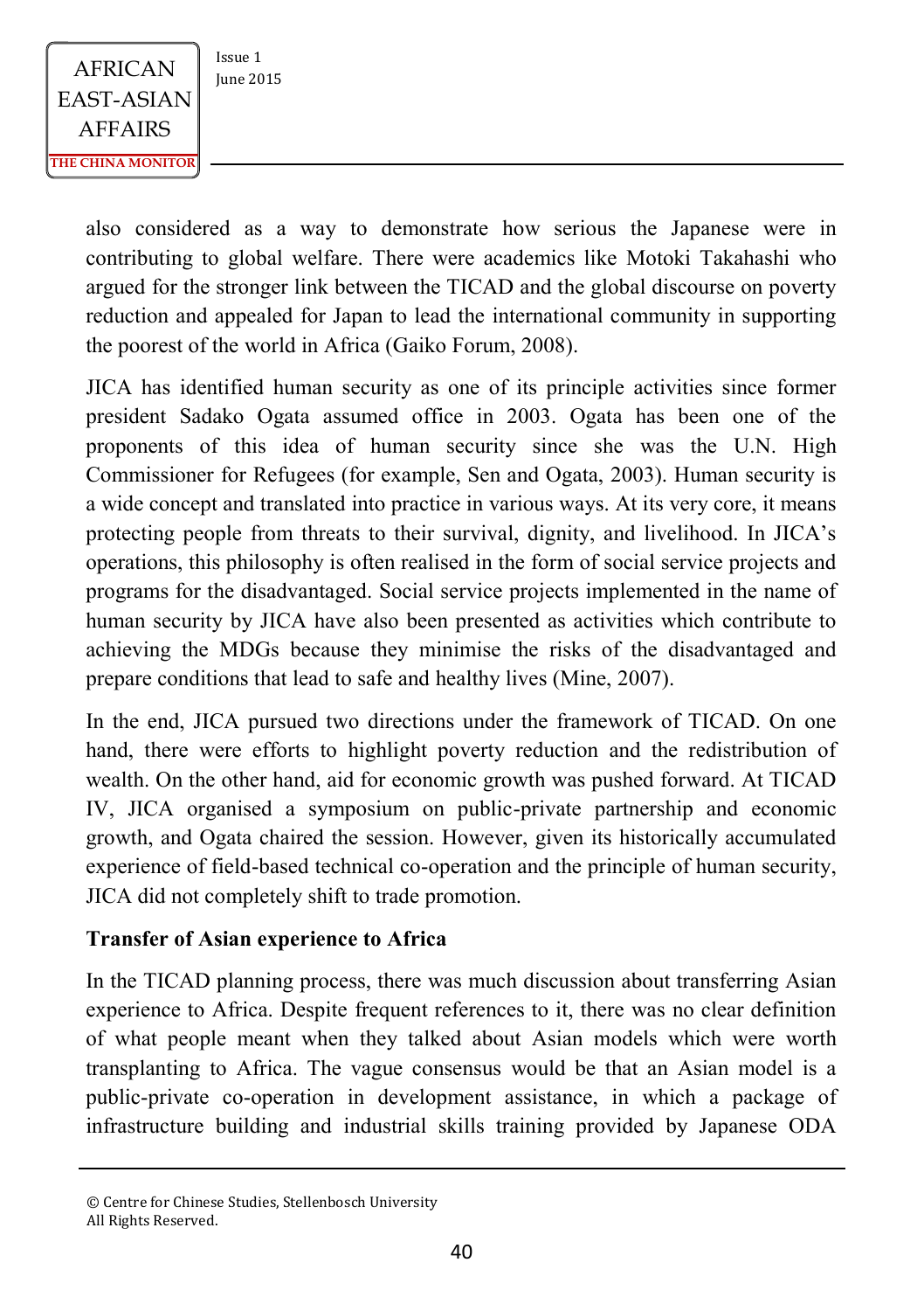also considered as a way to demonstrate how serious the Japanese were in contributing to global welfare. There were academics like Motoki Takahashi who argued for the stronger link between the TICAD and the global discourse on poverty reduction and appealed for Japan to lead the international community in supporting the poorest of the world in Africa (Gaiko Forum, 2008).

JICA has identified human security as one of its principle activities since former president Sadako Ogata assumed office in 2003. Ogata has been one of the proponents of this idea of human security since she was the U.N. High Commissioner for Refugees (for example, Sen and Ogata, 2003). Human security is a wide concept and translated into practice in various ways. At its very core, it means protecting people from threats to their survival, dignity, and livelihood. In JICA's operations, this philosophy is often realised in the form of social service projects and programs for the disadvantaged. Social service projects implemented in the name of human security by JICA have also been presented as activities which contribute to achieving the MDGs because they minimise the risks of the disadvantaged and prepare conditions that lead to safe and healthy lives (Mine, 2007).

In the end, JICA pursued two directions under the framework of TICAD. On one hand, there were efforts to highlight poverty reduction and the redistribution of wealth. On the other hand, aid for economic growth was pushed forward. At TICAD IV, JICA organised a symposium on public-private partnership and economic growth, and Ogata chaired the session. However, given its historically accumulated experience of field-based technical co-operation and the principle of human security, JICA did not completely shift to trade promotion.

**Transfer of Asian experience to Africa**

In the TICAD planning process, there was much discussion about transferring Asian experience to Africa. Despite frequent references to it, there was no clear definition of what people meant when they talked about Asian models which were worth transplanting to Africa. The vague consensus would be that an Asian model is a public-private co-operation in development assistance, in which a package of infrastructure building and industrial skills training provided by Japanese ODA

© Centre for Chinese Studies, Stellenbosch University
All Rights Reserved.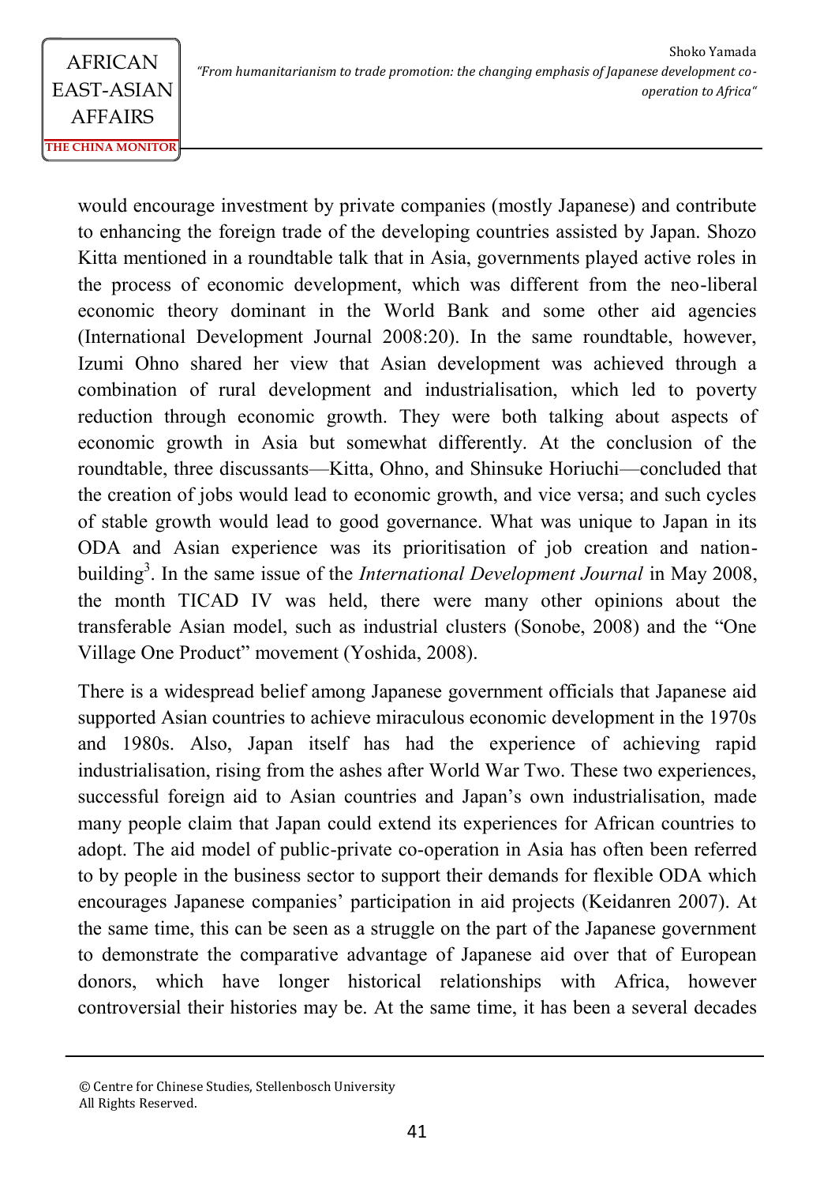would encourage investment by private companies (mostly Japanese) and contribute to enhancing the foreign trade of the developing countries assisted by Japan. Shozo Kitta mentioned in a roundtable talk that in Asia, governments played active roles in the process of economic development, which was different from the neo-liberal economic theory dominant in the World Bank and some other aid agencies (International Development Journal 2008:20). In the same roundtable, however, Izumi Ohno shared her view that Asian development was achieved through a combination of rural development and industrialisation, which led to poverty reduction through economic growth. They were both talking about aspects of economic growth in Asia but somewhat differently. At the conclusion of the roundtable, three discussants—Kitta, Ohno, and Shinsuke Horiuchi—concluded that the creation of jobs would lead to economic growth, and vice versa; and such cycles of stable growth would lead to good governance. What was unique to Japan in its ODA and Asian experience was its prioritisation of job creation and nation-building[3]. In the same issue of the *International Development Journal* in May 2008, the month TICAD IV was held, there were many other opinions about the transferable Asian model, such as industrial clusters (Sonobe, 2008) and the "One Village One Product" movement (Yoshida, 2008).

There is a widespread belief among Japanese government officials that Japanese aid supported Asian countries to achieve miraculous economic development in the 1970s and 1980s. Also, Japan itself has had the experience of achieving rapid industrialisation, rising from the ashes after World War Two. These two experiences, successful foreign aid to Asian countries and Japan's own industrialisation, made many people claim that Japan could extend its experiences for African countries to adopt. The aid model of public-private co-operation in Asia has often been referred to by people in the business sector to support their demands for flexible ODA which encourages Japanese companies' participation in aid projects (Keidanren 2007). At the same time, this can be seen as a struggle on the part of the Japanese government to demonstrate the comparative advantage of Japanese aid over that of European donors, which have longer historical relationships with Africa, however controversial their histories may be. At the same time, it has been a several decades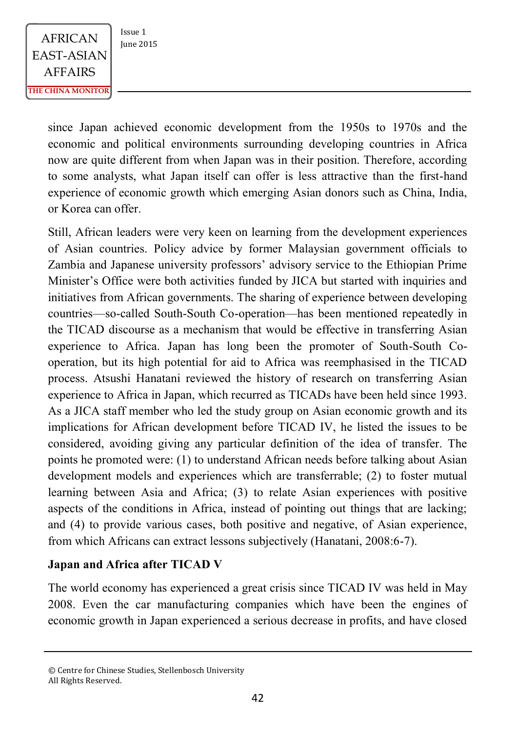since Japan achieved economic development from the 1950s to 1970s and the economic and political environments surrounding developing countries in Africa now are quite different from when Japan was in their position. Therefore, according to some analysts, what Japan itself can offer is less attractive than the first-hand experience of economic growth which emerging Asian donors such as China, India, or Korea can offer.

Still, African leaders were very keen on learning from the development experiences of Asian countries. Policy advice by former Malaysian government officials to Zambia and Japanese university professors' advisory service to the Ethiopian Prime Minister's Office were both activities funded by JICA but started with inquiries and initiatives from African governments. The sharing of experience between developing countries—so-called South-South Co-operation—has been mentioned repeatedly in the TICAD discourse as a mechanism that would be effective in transferring Asian experience to Africa. Japan has long been the promoter of South-South Co-operation, but its high potential for aid to Africa was reemphasised in the TICAD process. Atsushi Hanatani reviewed the history of research on transferring Asian experience to Africa in Japan, which recurred as TICADs have been held since 1993. As a JICA staff member who led the study group on Asian economic growth and its implications for African development before TICAD IV, he listed the issues to be considered, avoiding giving any particular definition of the idea of transfer. The points he promoted were: (1) to understand African needs before talking about Asian development models and experiences which are transferrable; (2) to foster mutual learning between Asia and Africa; (3) to relate Asian experiences with positive aspects of the conditions in Africa, instead of pointing out things that are lacking; and (4) to provide various cases, both positive and negative, of Asian experience, from which Africans can extract lessons subjectively (Hanatani, 2008:6-7).

## Japan and Africa after TICAD V

The world economy has experienced a great crisis since TICAD IV was held in May 2008. Even the car manufacturing companies which have been the engines of economic growth in Japan experienced a serious decrease in profits, and have closed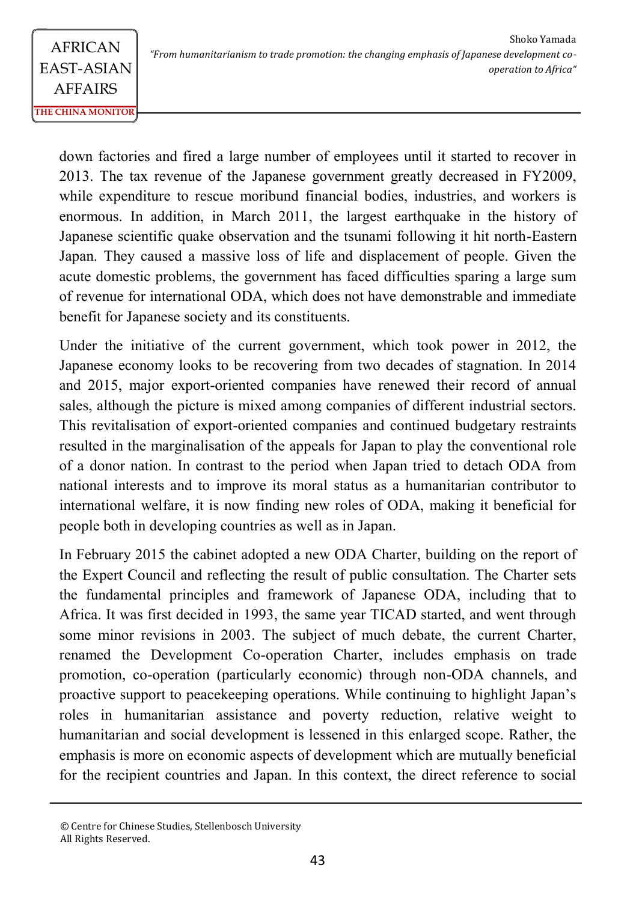down factories and fired a large number of employees until it started to recover in 2013. The tax revenue of the Japanese government greatly decreased in FY2009, while expenditure to rescue moribund financial bodies, industries, and workers is enormous. In addition, in March 2011, the largest earthquake in the history of Japanese scientific quake observation and the tsunami following it hit north-Eastern Japan. They caused a massive loss of life and displacement of people. Given the acute domestic problems, the government has faced difficulties sparing a large sum of revenue for international ODA, which does not have demonstrable and immediate benefit for Japanese society and its constituents.

Under the initiative of the current government, which took power in 2012, the Japanese economy looks to be recovering from two decades of stagnation. In 2014 and 2015, major export-oriented companies have renewed their record of annual sales, although the picture is mixed among companies of different industrial sectors. This revitalisation of export-oriented companies and continued budgetary restraints resulted in the marginalisation of the appeals for Japan to play the conventional role of a donor nation. In contrast to the period when Japan tried to detach ODA from national interests and to improve its moral status as a humanitarian contributor to international welfare, it is now finding new roles of ODA, making it beneficial for people both in developing countries as well as in Japan.

In February 2015 the cabinet adopted a new ODA Charter, building on the report of the Expert Council and reflecting the result of public consultation. The Charter sets the fundamental principles and framework of Japanese ODA, including that to Africa. It was first decided in 1993, the same year TICAD started, and went through some minor revisions in 2003. The subject of much debate, the current Charter, renamed the Development Co-operation Charter, includes emphasis on trade promotion, co-operation (particularly economic) through non-ODA channels, and proactive support to peacekeeping operations. While continuing to highlight Japan's roles in humanitarian assistance and poverty reduction, relative weight to humanitarian and social development is lessened in this enlarged scope. Rather, the emphasis is more on economic aspects of development which are mutually beneficial for the recipient countries and Japan. In this context, the direct reference to social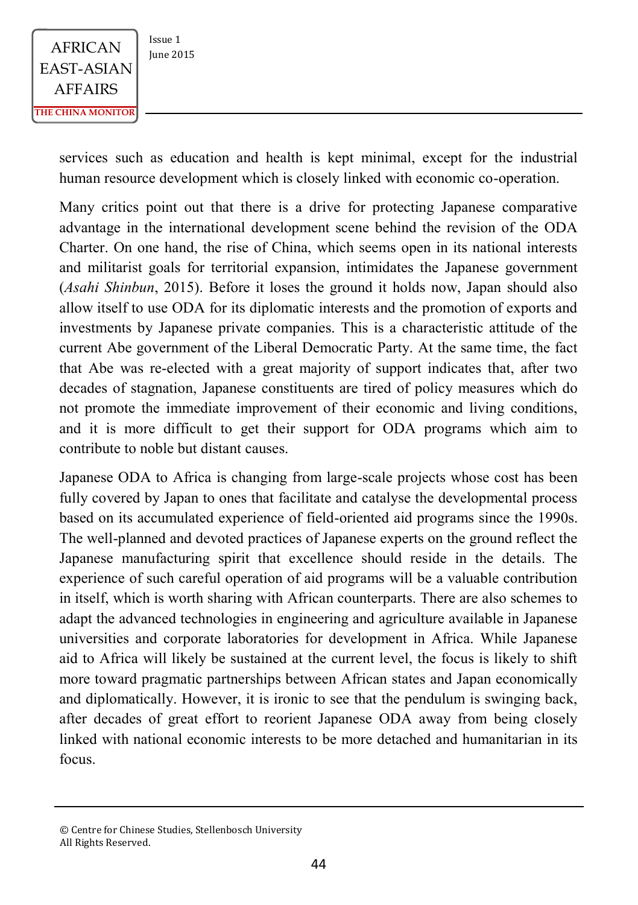services such as education and health is kept minimal, except for the industrial human resource development which is closely linked with economic co-operation.

Many critics point out that there is a drive for protecting Japanese comparative advantage in the international development scene behind the revision of the ODA Charter. On one hand, the rise of China, which seems open in its national interests and militarist goals for territorial expansion, intimidates the Japanese government (*Asahi Shinbun*, 2015). Before it loses the ground it holds now, Japan should also allow itself to use ODA for its diplomatic interests and the promotion of exports and investments by Japanese private companies. This is a characteristic attitude of the current Abe government of the Liberal Democratic Party. At the same time, the fact that Abe was re-elected with a great majority of support indicates that, after two decades of stagnation, Japanese constituents are tired of policy measures which do not promote the immediate improvement of their economic and living conditions, and it is more difficult to get their support for ODA programs which aim to contribute to noble but distant causes.

Japanese ODA to Africa is changing from large-scale projects whose cost has been fully covered by Japan to ones that facilitate and catalyse the developmental process based on its accumulated experience of field-oriented aid programs since the 1990s. The well-planned and devoted practices of Japanese experts on the ground reflect the Japanese manufacturing spirit that excellence should reside in the details. The experience of such careful operation of aid programs will be a valuable contribution in itself, which is worth sharing with African counterparts. There are also schemes to adapt the advanced technologies in engineering and agriculture available in Japanese universities and corporate laboratories for development in Africa. While Japanese aid to Africa will likely be sustained at the current level, the focus is likely to shift more toward pragmatic partnerships between African states and Japan economically and diplomatically. However, it is ironic to see that the pendulum is swinging back, after decades of great effort to reorient Japanese ODA away from being closely linked with national economic interests to be more detached and humanitarian in its focus.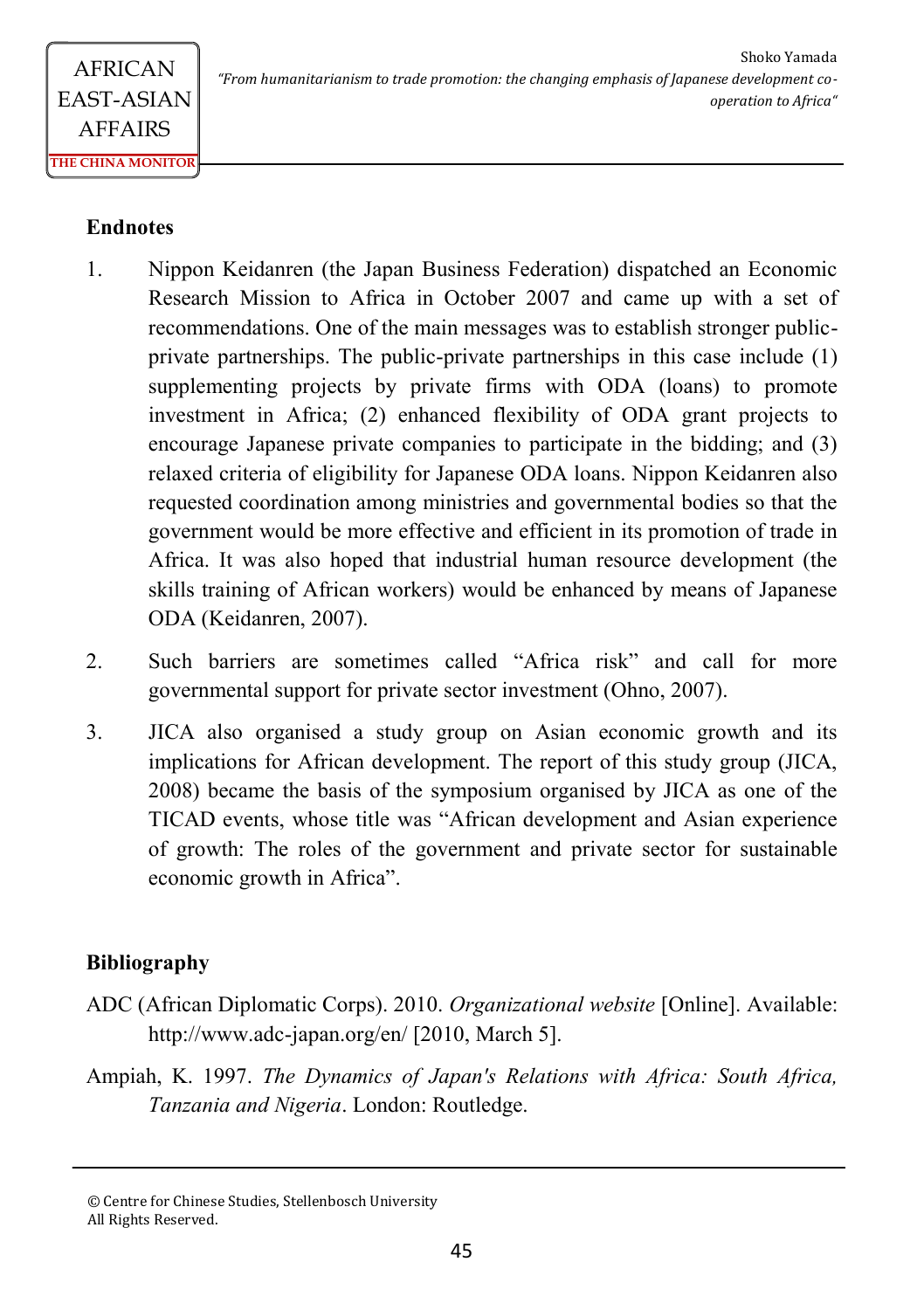## Endnotes

1. Nippon Keidanren (the Japan Business Federation) dispatched an Economic Research Mission to Africa in October 2007 and came up with a set of recommendations. One of the main messages was to establish stronger public-private partnerships. The public-private partnerships in this case include (1) supplementing projects by private firms with ODA (loans) to promote investment in Africa; (2) enhanced flexibility of ODA grant projects to encourage Japanese private companies to participate in the bidding; and (3) relaxed criteria of eligibility for Japanese ODA loans. Nippon Keidanren also requested coordination among ministries and governmental bodies so that the government would be more effective and efficient in its promotion of trade in Africa. It was also hoped that industrial human resource development (the skills training of African workers) would be enhanced by means of Japanese ODA (Keidanren, 2007).

2. Such barriers are sometimes called "Africa risk" and call for more governmental support for private sector investment (Ohno, 2007).

3. JICA also organised a study group on Asian economic growth and its implications for African development. The report of this study group (JICA, 2008) became the basis of the symposium organised by JICA as one of the TICAD events, whose title was "African development and Asian experience of growth: The roles of the government and private sector for sustainable economic growth in Africa".

## Bibliography

ADC (African Diplomatic Corps). 2010. *Organizational website* [Online]. Available: http://www.adc-japan.org/en/ [2010, March 5].

Ampiah, K. 1997. *The Dynamics of Japan's Relations with Africa: South Africa, Tanzania and Nigeria*. London: Routledge.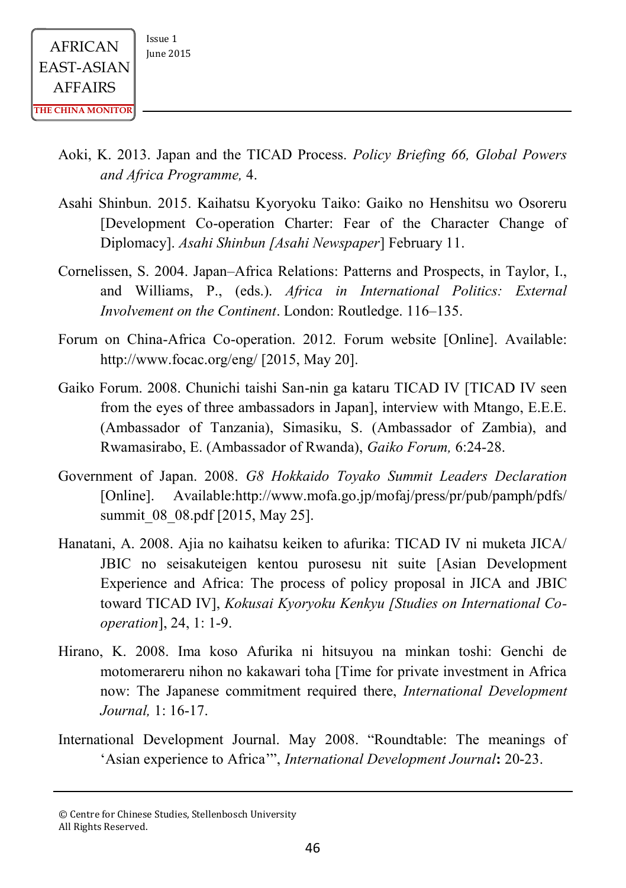Aoki, K. 2013. Japan and the TICAD Process. *Policy Briefing 66, Global Powers and Africa Programme,* 4.

Asahi Shinbun. 2015. Kaihatsu Kyoryoku Taiko: Gaiko no Henshitsu wo Osoreru [Development Co-operation Charter: Fear of the Character Change of Diplomacy]. *Asahi Shinbun [Asahi Newspaper*] February 11.

Cornelissen, S. 2004. Japan–Africa Relations: Patterns and Prospects, in Taylor, I., and Williams, P., (eds.). *Africa in International Politics: External Involvement on the Continent*. London: Routledge. 116–135.

Forum on China-Africa Co-operation. 2012. Forum website [Online]. Available: http://www.focac.org/eng/ [2015, May 20].

Gaiko Forum. 2008. Chunichi taishi San-nin ga kataru TICAD IV [TICAD IV seen from the eyes of three ambassadors in Japan], interview with Mtango, E.E.E. (Ambassador of Tanzania), Simasiku, S. (Ambassador of Zambia), and Rwamasirabo, E. (Ambassador of Rwanda), *Gaiko Forum,* 6:24-28.

Government of Japan. 2008. *G8 Hokkaido Toyako Summit Leaders Declaration* [Online]. Available:http://www.mofa.go.jp/mofaj/press/pr/pub/pamph/pdfs/summit_08_08.pdf [2015, May 25].

Hanatani, A. 2008. Ajia no kaihatsu keiken to afurika: TICAD IV ni muketa JICA/ JBIC no seisakuteigen kentou purosesu nit suite [Asian Development Experience and Africa: The process of policy proposal in JICA and JBIC toward TICAD IV], *Kokusai Kyoryoku Kenkyu [Studies on International Co-operation*], 24, 1: 1-9.

Hirano, K. 2008. Ima koso Afurika ni hitsuyou na minkan toshi: Genchi de motomerareru nihon no kakawari toha [Time for private investment in Africa now: The Japanese commitment required there, *International Development Journal,* 1: 16-17.

International Development Journal. May 2008. "Roundtable: The meanings of 'Asian experience to Africa'", *International Development Journal***:** 20-23.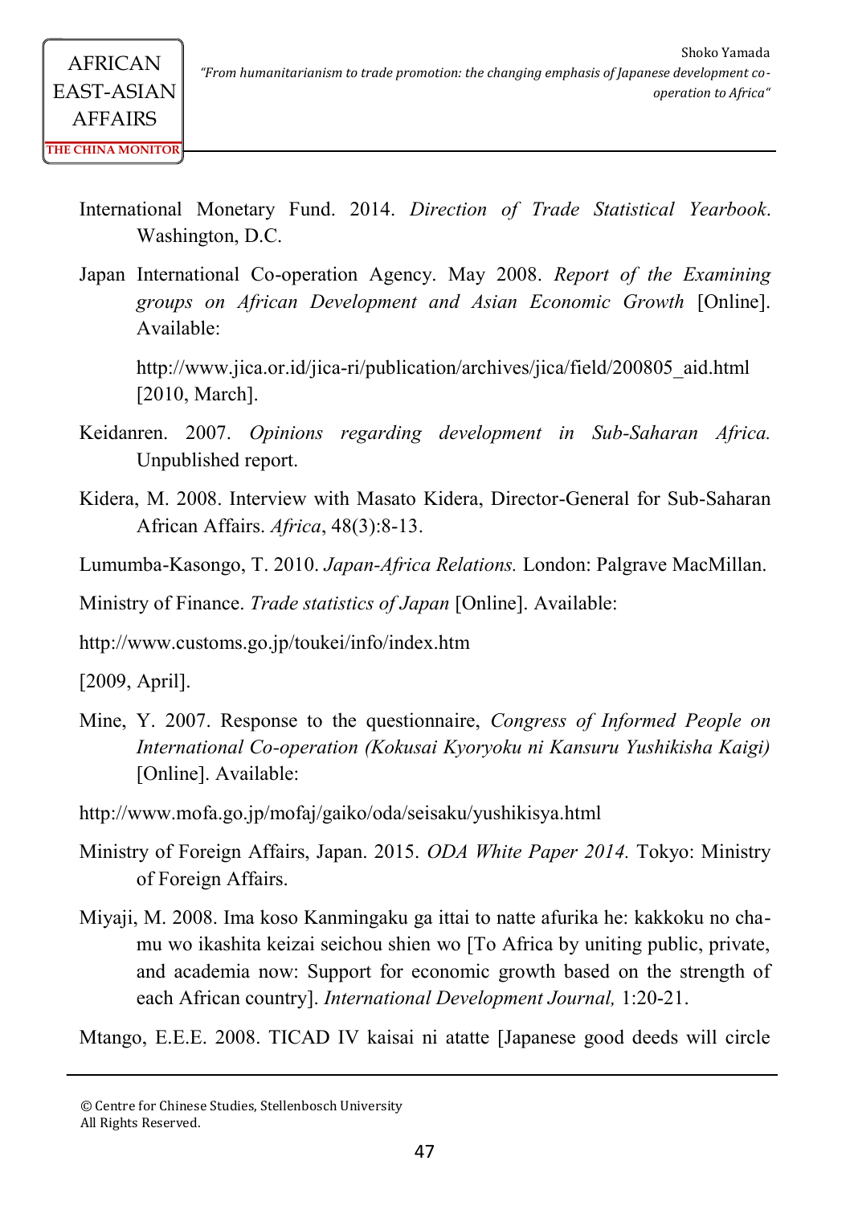International Monetary Fund. 2014. *Direction of Trade Statistical Yearbook*. Washington, D.C.

Japan International Co-operation Agency. May 2008. *Report of the Examining groups on African Development and Asian Economic Growth* [Online]. Available:

http://www.jica.or.id/jica-ri/publication/archives/jica/field/200805_aid.html [2010, March].

Keidanren. 2007. *Opinions regarding development in Sub-Saharan Africa.* Unpublished report.

Kidera, M. 2008. Interview with Masato Kidera, Director-General for Sub-Saharan African Affairs. *Africa*, 48(3):8-13.

Lumumba-Kasongo, T. 2010. *Japan-Africa Relations.* London: Palgrave MacMillan.

Ministry of Finance. *Trade statistics of Japan* [Online]. Available:

http://www.customs.go.jp/toukei/info/index.htm

[2009, April].

Mine, Y. 2007. Response to the questionnaire, *Congress of Informed People on International Co-operation (Kokusai Kyoryoku ni Kansuru Yushikisha Kaigi)* [Online]. Available:

http://www.mofa.go.jp/mofaj/gaiko/oda/seisaku/yushikisya.html

Ministry of Foreign Affairs, Japan. 2015. *ODA White Paper 2014.* Tokyo: Ministry of Foreign Affairs.

Miyaji, M. 2008. Ima koso Kanmingaku ga ittai to natte afurika he: kakkoku no cha-mu wo ikashita keizai seichou shien wo [To Africa by uniting public, private, and academia now: Support for economic growth based on the strength of each African country]. *International Development Journal,* 1:20-21.

Mtango, E.E.E. 2008. TICAD IV kaisai ni atatte [Japanese good deeds will circle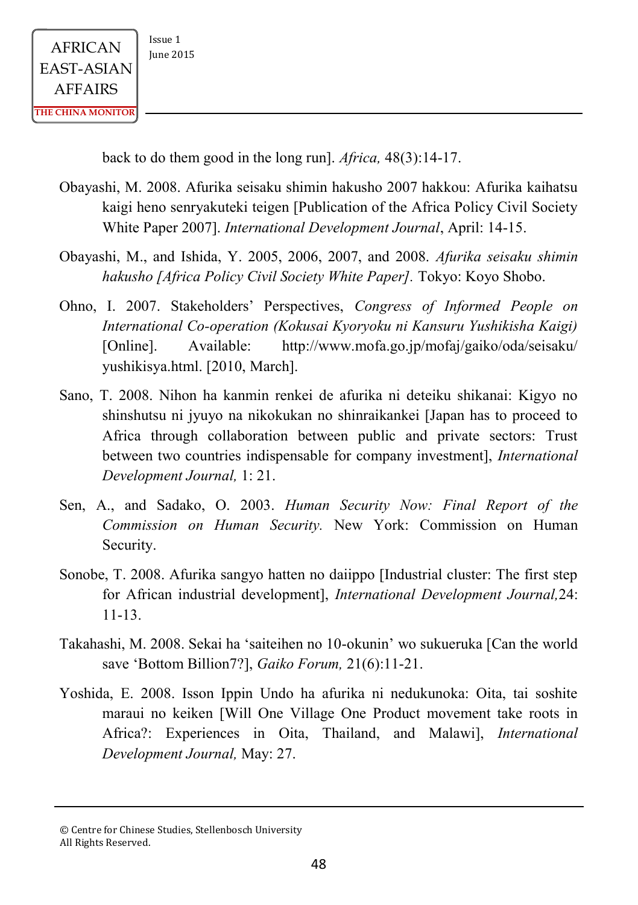back to do them good in the long run]. *Africa,* 48(3):14-17.

Obayashi, M. 2008. Afurika seisaku shimin hakusho 2007 hakkou: Afurika kaihatsu kaigi heno senryakuteki teigen [Publication of the Africa Policy Civil Society White Paper 2007]. *International Development Journal*, April: 14-15.

Obayashi, M., and Ishida, Y. 2005, 2006, 2007, and 2008. *Afurika seisaku shimin hakusho [Africa Policy Civil Society White Paper].* Tokyo: Koyo Shobo.

Ohno, I. 2007. Stakeholders' Perspectives, *Congress of Informed People on International Co-operation (Kokusai Kyoryoku ni Kansuru Yushikisha Kaigi)* [Online]. Available: http://www.mofa.go.jp/mofaj/gaiko/oda/seisaku/yushikisya.html. [2010, March].

Sano, T. 2008. Nihon ha kanmin renkei de afurika ni deteiku shikanai: Kigyo no shinshutsu ni jyuyo na nikokukan no shinraikankei [Japan has to proceed to Africa through collaboration between public and private sectors: Trust between two countries indispensable for company investment], *International Development Journal,* 1: 21.

Sen, A., and Sadako, O. 2003. *Human Security Now: Final Report of the Commission on Human Security.* New York: Commission on Human Security.

Sonobe, T. 2008. Afurika sangyo hatten no daiippo [Industrial cluster: The first step for African industrial development], *International Development Journal,*24: 11-13.

Takahashi, M. 2008. Sekai ha 'saiteihen no 10-okunin' wo sukueruka [Can the world save 'Bottom Billion7?], *Gaiko Forum,* 21(6):11-21.

Yoshida, E. 2008. Isson Ippin Undo ha afurika ni nedukunoka: Oita, tai soshite maraui no keiken [Will One Village One Product movement take roots in Africa?: Experiences in Oita, Thailand, and Malawi], *International Development Journal,* May: 27.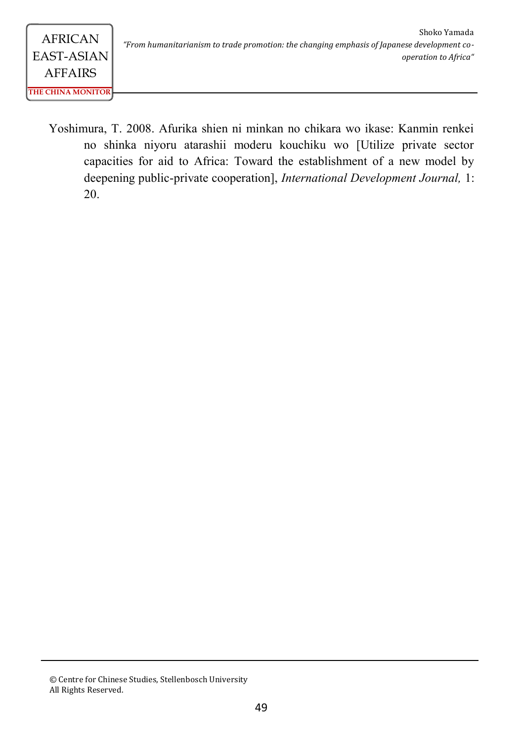Yoshimura, T. 2008. Afurika shien ni minkan no chikara wo ikase: Kanmin renkei no shinka niyoru atarashii moderu kouchiku wo [Utilize private sector capacities for aid to Africa: Toward the establishment of a new model by deepening public-private cooperation], *International Development Journal,* 1: 20.